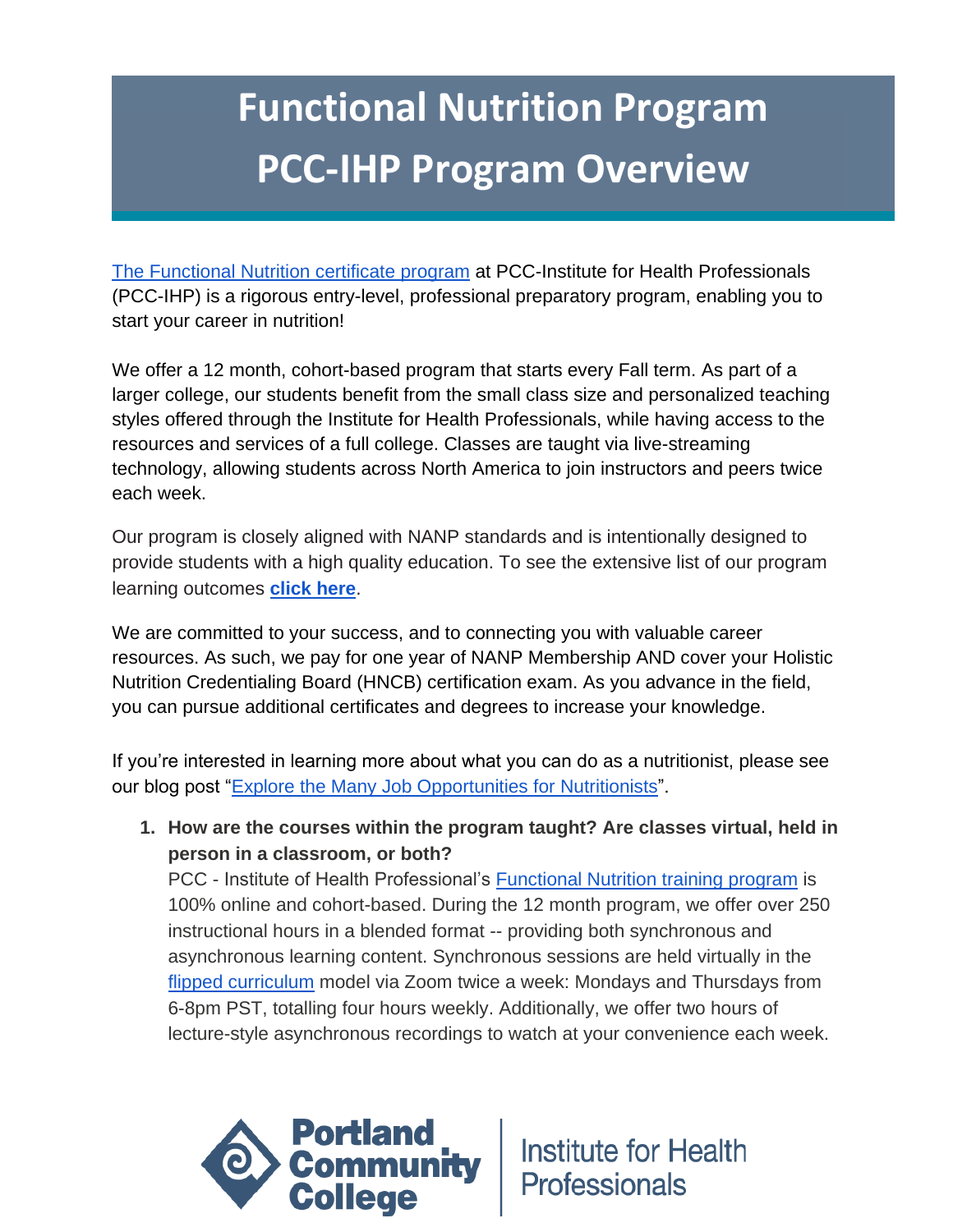# Functional Nutrition Program PCC-IHP Program Overview

[The Functional Nutrition certificate program](#) at PCC-Institute for Health Professionals (PCC-IHP) is a rigorous entry-level, professional preparatory program, enabling you to start your career in nutrition!

We offer a 12 month, cohort-based program that starts every Fall term. As part of a larger college, our students benefit from the small class size and personalized teaching styles offered through the Institute for Health Professionals, while having access to the resources and services of a full college. Classes are taught via live-streaming technology, allowing students across North America to join instructors and peers twice each week.

Our program is closely aligned with NANP standards and is intentionally designed to provide students with a high quality education. To see the extensive list of our program learning outcomes **[click here](#)**.

We are committed to your success, and to connecting you with valuable career resources. As such, we pay for one year of NANP Membership AND cover your Holistic Nutrition Credentialing Board (HNCB) certification exam. As you advance in the field, you can pursue additional certificates and degrees to increase your knowledge.

If you're interested in learning more about what you can do as a nutritionist, please see our blog post "[Explore the Many Job Opportunities for Nutritionists](#)".

1. **How are the courses within the program taught? Are classes virtual, held in person in a classroom, or both?**
   PCC - Institute of Health Professional's [Functional Nutrition training program](#) is 100% online and cohort-based. During the 12 month program, we offer over 250 instructional hours in a blended format -- providing both synchronous and asynchronous learning content. Synchronous sessions are held virtually in the [flipped curriculum](#) model via Zoom twice a week: Mondays and Thursdays from 6-8pm PST, totalling four hours weekly. Additionally, we offer two hours of lecture-style asynchronous recordings to watch at your convenience each week.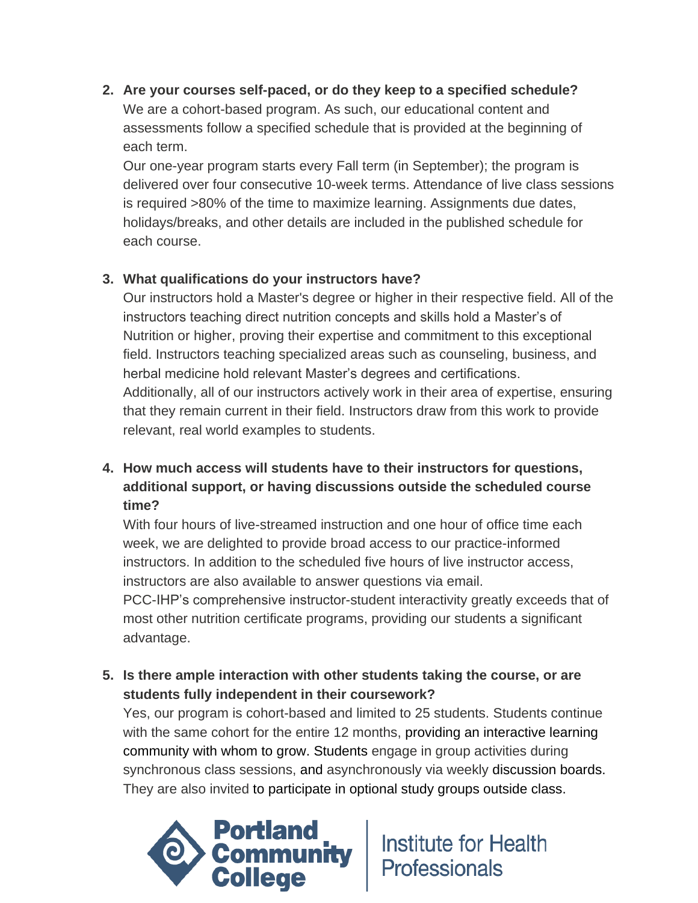2. **Are your courses self-paced, or do they keep to a specified schedule?**
   We are a cohort-based program. As such, our educational content and assessments follow a specified schedule that is provided at the beginning of each term.
   Our one-year program starts every Fall term (in September); the program is delivered over four consecutive 10-week terms. Attendance of live class sessions is required >80% of the time to maximize learning. Assignments due dates, holidays/breaks, and other details are included in the published schedule for each course.

3. **What qualifications do your instructors have?**
   Our instructors hold a Master's degree or higher in their respective field. All of the instructors teaching direct nutrition concepts and skills hold a Master's of Nutrition or higher, proving their expertise and commitment to this exceptional field. Instructors teaching specialized areas such as counseling, business, and herbal medicine hold relevant Master's degrees and certifications.
   Additionally, all of our instructors actively work in their area of expertise, ensuring that they remain current in their field. Instructors draw from this work to provide relevant, real world examples to students.

4. **How much access will students have to their instructors for questions, additional support, or having discussions outside the scheduled course time?**
   With four hours of live-streamed instruction and one hour of office time each week, we are delighted to provide broad access to our practice-informed instructors. In addition to the scheduled five hours of live instructor access, instructors are also available to answer questions via email.
   PCC-IHP's comprehensive instructor-student interactivity greatly exceeds that of most other nutrition certificate programs, providing our students a significant advantage.

5. **Is there ample interaction with other students taking the course, or are students fully independent in their coursework?**
   Yes, our program is cohort-based and limited to 25 students. Students continue with the same cohort for the entire 12 months, providing an interactive learning community with whom to grow. Students engage in group activities during synchronous class sessions, and asynchronously via weekly discussion boards. They are also invited to participate in optional study groups outside class.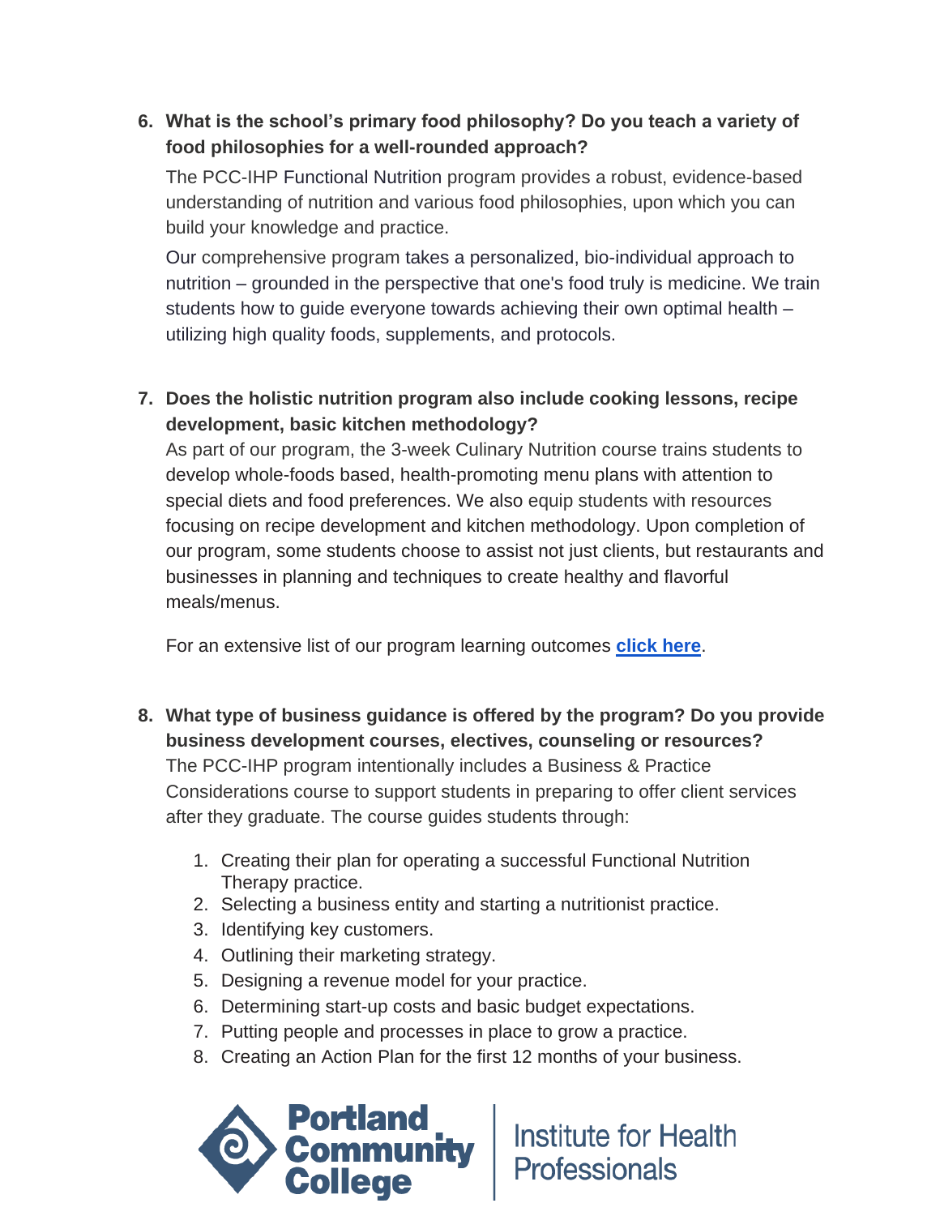6. **What is the school's primary food philosophy? Do you teach a variety of food philosophies for a well-rounded approach?**

   The PCC-IHP Functional Nutrition program provides a robust, evidence-based understanding of nutrition and various food philosophies, upon which you can build your knowledge and practice.

   Our comprehensive program takes a personalized, bio-individual approach to nutrition – grounded in the perspective that one's food truly is medicine. We train students how to guide everyone towards achieving their own optimal health – utilizing high quality foods, supplements, and protocols.

7. **Does the holistic nutrition program also include cooking lessons, recipe development, basic kitchen methodology?**

   As part of our program, the 3-week Culinary Nutrition course trains students to develop whole-foods based, health-promoting menu plans with attention to special diets and food preferences. We also equip students with resources focusing on recipe development and kitchen methodology. Upon completion of our program, some students choose to assist not just clients, but restaurants and businesses in planning and techniques to create healthy and flavorful meals/menus.

   For an extensive list of our program learning outcomes **click here**.

8. **What type of business guidance is offered by the program? Do you provide business development courses, electives, counseling or resources?**

   The PCC-IHP program intentionally includes a Business & Practice Considerations course to support students in preparing to offer client services after they graduate. The course guides students through:

   1. Creating their plan for operating a successful Functional Nutrition Therapy practice.
   2. Selecting a business entity and starting a nutritionist practice.
   3. Identifying key customers.
   4. Outlining their marketing strategy.
   5. Designing a revenue model for your practice.
   6. Determining start-up costs and basic budget expectations.
   7. Putting people and processes in place to grow a practice.
   8. Creating an Action Plan for the first 12 months of your business.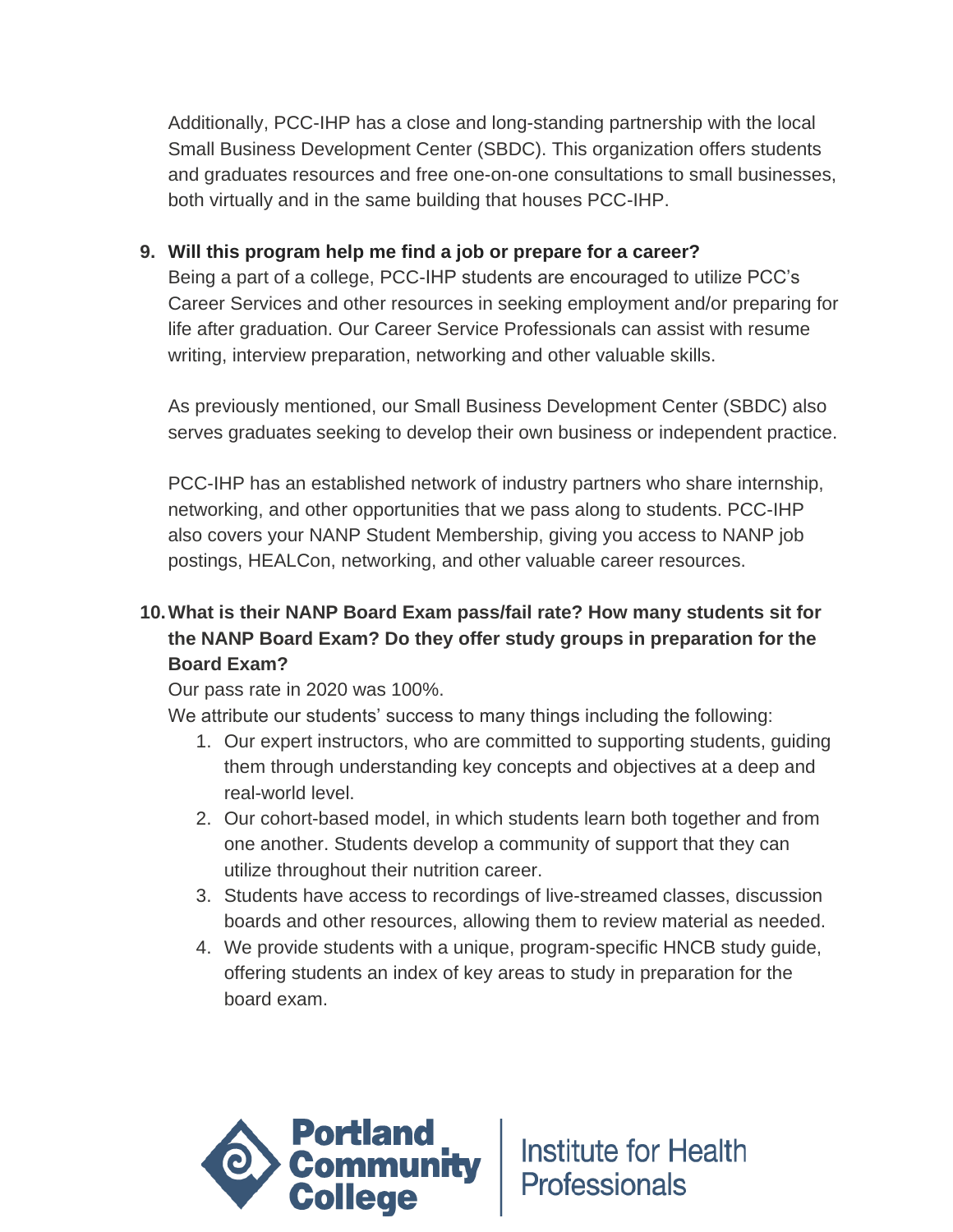Additionally, PCC-IHP has a close and long-standing partnership with the local Small Business Development Center (SBDC). This organization offers students and graduates resources and free one-on-one consultations to small businesses, both virtually and in the same building that houses PCC-IHP.

9. **Will this program help me find a job or prepare for a career?**

   Being a part of a college, PCC-IHP students are encouraged to utilize PCC's Career Services and other resources in seeking employment and/or preparing for life after graduation. Our Career Service Professionals can assist with resume writing, interview preparation, networking and other valuable skills.

   As previously mentioned, our Small Business Development Center (SBDC) also serves graduates seeking to develop their own business or independent practice.

   PCC-IHP has an established network of industry partners who share internship, networking, and other opportunities that we pass along to students. PCC-IHP also covers your NANP Student Membership, giving you access to NANP job postings, HEALCon, networking, and other valuable career resources.

10. **What is their NANP Board Exam pass/fail rate? How many students sit for the NANP Board Exam? Do they offer study groups in preparation for the Board Exam?**

    Our pass rate in 2020 was 100%.

    We attribute our students' success to many things including the following:

    1. Our expert instructors, who are committed to supporting students, guiding them through understanding key concepts and objectives at a deep and real-world level.
    2. Our cohort-based model, in which students learn both together and from one another. Students develop a community of support that they can utilize throughout their nutrition career.
    3. Students have access to recordings of live-streamed classes, discussion boards and other resources, allowing them to review material as needed.
    4. We provide students with a unique, program-specific HNCB study guide, offering students an index of key areas to study in preparation for the board exam.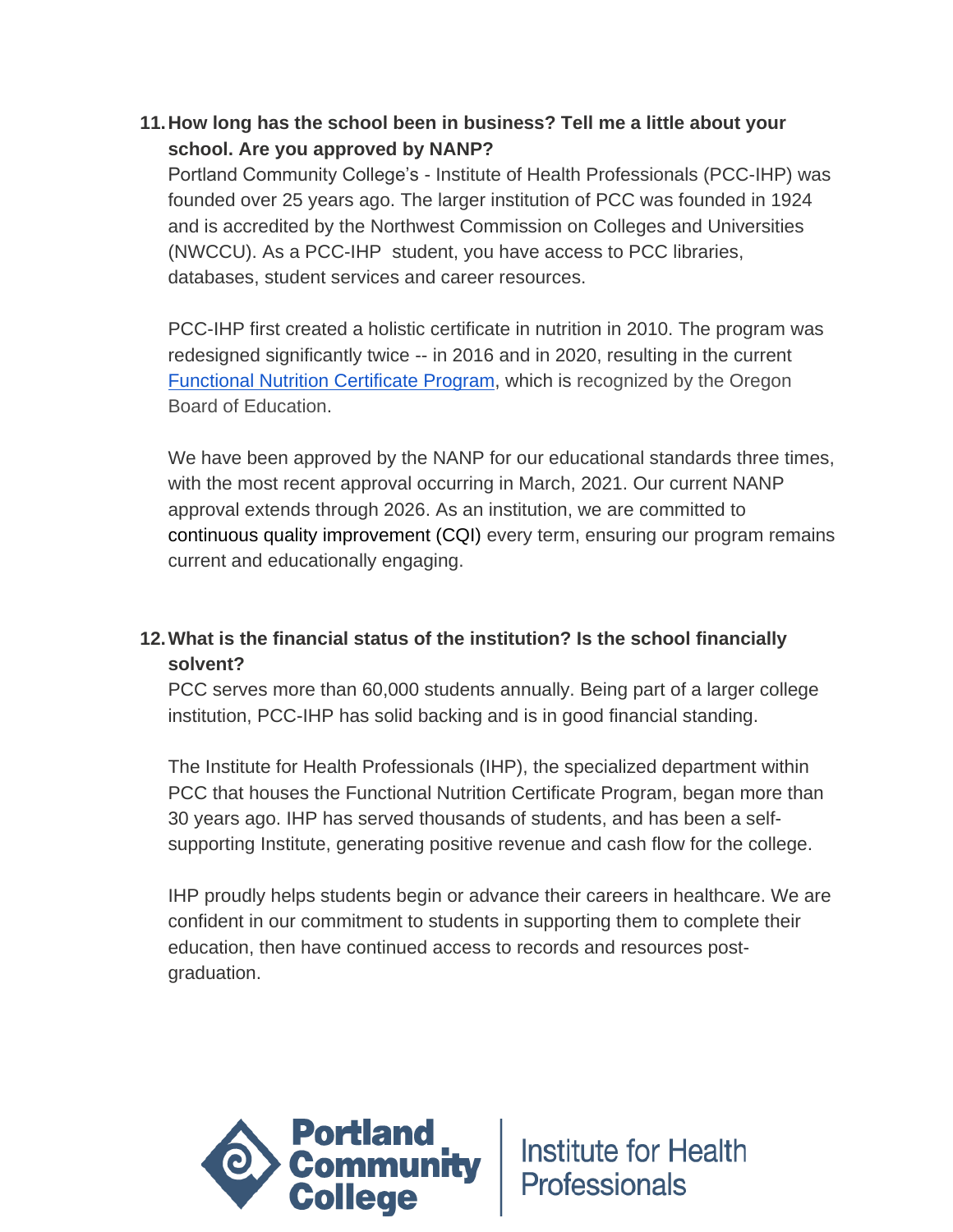11. **How long has the school been in business? Tell me a little about your school. Are you approved by NANP?**

    Portland Community College's - Institute of Health Professionals (PCC-IHP) was founded over 25 years ago. The larger institution of PCC was founded in 1924 and is accredited by the Northwest Commission on Colleges and Universities (NWCCU). As a PCC-IHP student, you have access to PCC libraries, databases, student services and career resources.

    PCC-IHP first created a holistic certificate in nutrition in 2010. The program was redesigned significantly twice -- in 2016 and in 2020, resulting in the current Functional Nutrition Certificate Program, which is recognized by the Oregon Board of Education.

    We have been approved by the NANP for our educational standards three times, with the most recent approval occurring in March, 2021. Our current NANP approval extends through 2026. As an institution, we are committed to continuous quality improvement (CQI) every term, ensuring our program remains current and educationally engaging.

12. **What is the financial status of the institution? Is the school financially solvent?**

    PCC serves more than 60,000 students annually. Being part of a larger college institution, PCC-IHP has solid backing and is in good financial standing.

    The Institute for Health Professionals (IHP), the specialized department within PCC that houses the Functional Nutrition Certificate Program, began more than 30 years ago. IHP has served thousands of students, and has been a self-supporting Institute, generating positive revenue and cash flow for the college.

    IHP proudly helps students begin or advance their careers in healthcare. We are confident in our commitment to students in supporting them to complete their education, then have continued access to records and resources post-graduation.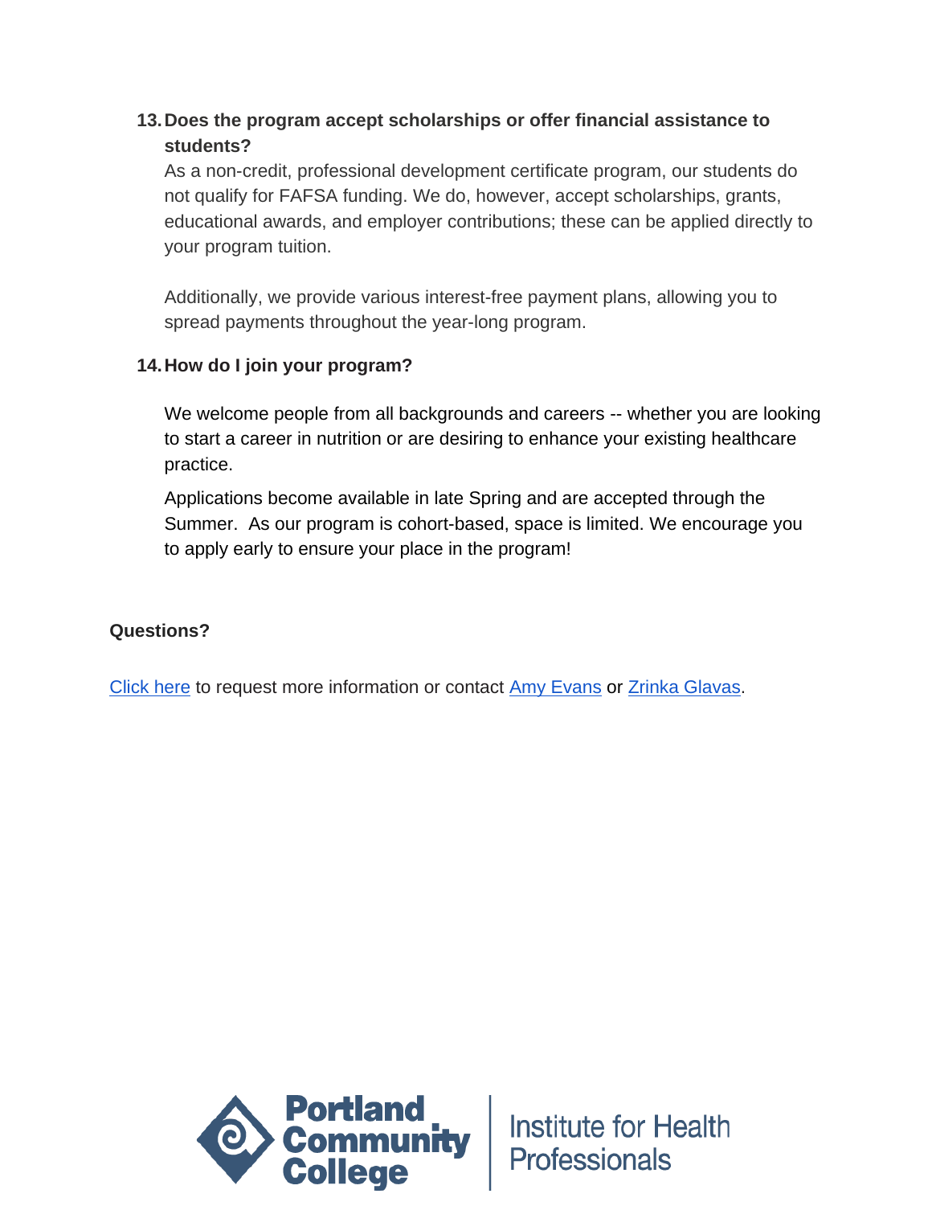13. **Does the program accept scholarships or offer financial assistance to students?**

    As a non-credit, professional development certificate program, our students do not qualify for FAFSA funding. We do, however, accept scholarships, grants, educational awards, and employer contributions; these can be applied directly to your program tuition.

    Additionally, we provide various interest-free payment plans, allowing you to spread payments throughout the year-long program.

14. **How do I join your program?**

    We welcome people from all backgrounds and careers -- whether you are looking to start a career in nutrition or are desiring to enhance your existing healthcare practice.

    Applications become available in late Spring and are accepted through the Summer. As our program is cohort-based, space is limited. We encourage you to apply early to ensure your place in the program!

**Questions?**

Click here to request more information or contact Amy Evans or Zrinka Glavas.

Portland Community College | Institute for Health Professionals